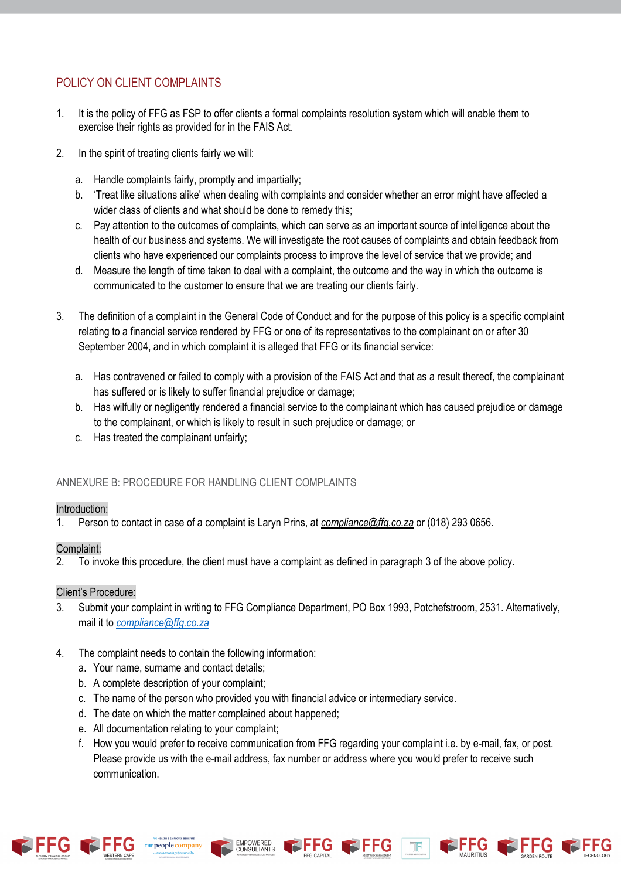## POLICY ON CLIENT COMPLAINTS

1. It is the policy of FFG as FSP to offer clients a formal complaints resolution system which will enable them to exercise their rights as provided for in the FAIS Act.

2. In the spirit of treating clients fairly we will:

   a. Handle complaints fairly, promptly and impartially;
   b. 'Treat like situations alike' when dealing with complaints and consider whether an error might have affected a wider class of clients and what should be done to remedy this;
   c. Pay attention to the outcomes of complaints, which can serve as an important source of intelligence about the health of our business and systems. We will investigate the root causes of complaints and obtain feedback from clients who have experienced our complaints process to improve the level of service that we provide; and
   d. Measure the length of time taken to deal with a complaint, the outcome and the way in which the outcome is communicated to the customer to ensure that we are treating our clients fairly.

3. The definition of a complaint in the General Code of Conduct and for the purpose of this policy is a specific complaint relating to a financial service rendered by FFG or one of its representatives to the complainant on or after 30 September 2004, and in which complaint it is alleged that FFG or its financial service:

   a. Has contravened or failed to comply with a provision of the FAIS Act and that as a result thereof, the complainant has suffered or is likely to suffer financial prejudice or damage;
   b. Has wilfully or negligently rendered a financial service to the complainant which has caused prejudice or damage to the complainant, or which is likely to result in such prejudice or damage; or
   c. Has treated the complainant unfairly;

### ANNEXURE B: PROCEDURE FOR HANDLING CLIENT COMPLAINTS

Introduction:

1. Person to contact in case of a complaint is Laryn Prins, at *compliance@ffg.co.za* or (018) 293 0656.

Complaint:

2. To invoke this procedure, the client must have a complaint as defined in paragraph 3 of the above policy.

Client's Procedure:

3. Submit your complaint in writing to FFG Compliance Department, PO Box 1993, Potchefstroom, 2531. Alternatively, mail it to *compliance@ffg.co.za*

4. The complaint needs to contain the following information:
   a. Your name, surname and contact details;
   b. A complete description of your complaint;
   c. The name of the person who provided you with financial advice or intermediary service.
   d. The date on which the matter complained about happened;
   e. All documentation relating to your complaint;
   f. How you would prefer to receive communication from FFG regarding your complaint i.e. by e-mail, fax, or post. Please provide us with the e-mail address, fax number or address where you would prefer to receive such communication.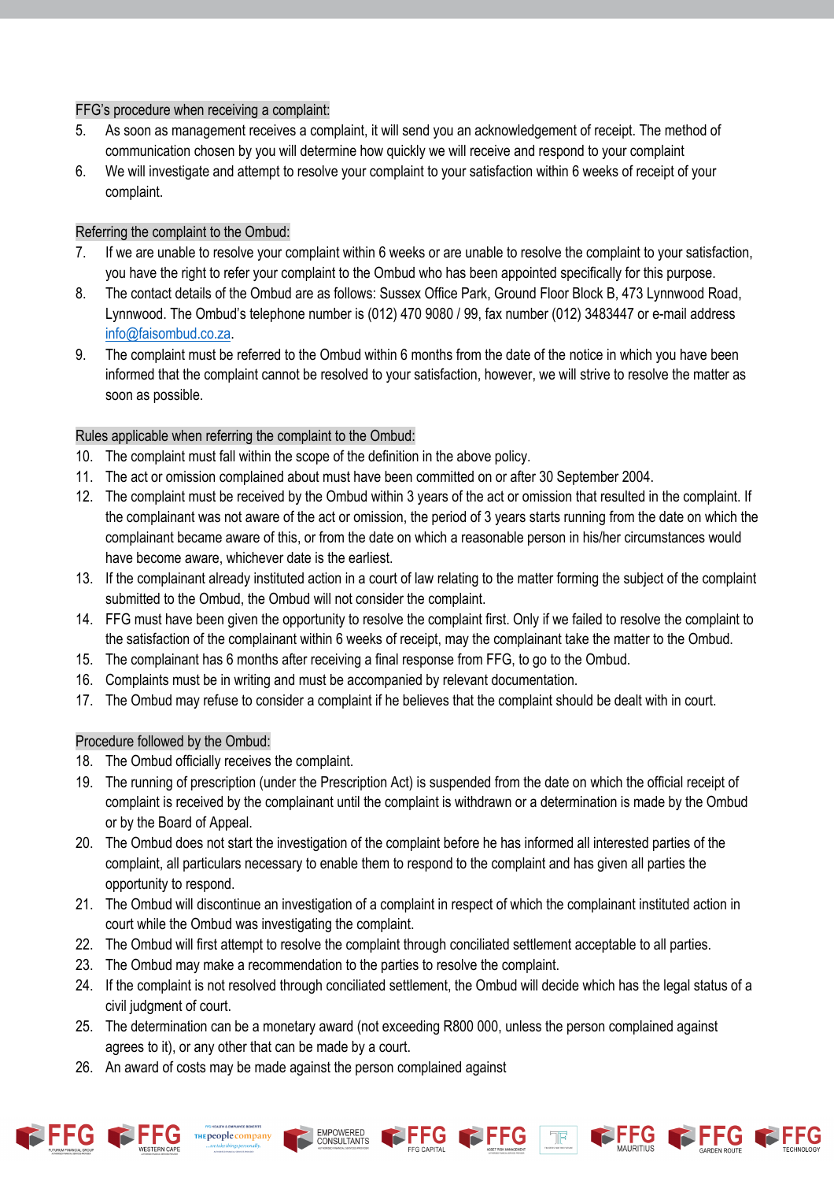FFG's procedure when receiving a complaint:

5. As soon as management receives a complaint, it will send you an acknowledgement of receipt. The method of communication chosen by you will determine how quickly we will receive and respond to your complaint
6. We will investigate and attempt to resolve your complaint to your satisfaction within 6 weeks of receipt of your complaint.

Referring the complaint to the Ombud:

7. If we are unable to resolve your complaint within 6 weeks or are unable to resolve the complaint to your satisfaction, you have the right to refer your complaint to the Ombud who has been appointed specifically for this purpose.
8. The contact details of the Ombud are as follows: Sussex Office Park, Ground Floor Block B, 473 Lynnwood Road, Lynnwood. The Ombud's telephone number is (012) 470 9080 / 99, fax number (012) 3483447 or e-mail address info@faisombud.co.za.
9. The complaint must be referred to the Ombud within 6 months from the date of the notice in which you have been informed that the complaint cannot be resolved to your satisfaction, however, we will strive to resolve the matter as soon as possible.

Rules applicable when referring the complaint to the Ombud:

10. The complaint must fall within the scope of the definition in the above policy.
11. The act or omission complained about must have been committed on or after 30 September 2004.
12. The complaint must be received by the Ombud within 3 years of the act or omission that resulted in the complaint. If the complainant was not aware of the act or omission, the period of 3 years starts running from the date on which the complainant became aware of this, or from the date on which a reasonable person in his/her circumstances would have become aware, whichever date is the earliest.
13. If the complainant already instituted action in a court of law relating to the matter forming the subject of the complaint submitted to the Ombud, the Ombud will not consider the complaint.
14. FFG must have been given the opportunity to resolve the complaint first. Only if we failed to resolve the complaint to the satisfaction of the complainant within 6 weeks of receipt, may the complainant take the matter to the Ombud.
15. The complainant has 6 months after receiving a final response from FFG, to go to the Ombud.
16. Complaints must be in writing and must be accompanied by relevant documentation.
17. The Ombud may refuse to consider a complaint if he believes that the complaint should be dealt with in court.

Procedure followed by the Ombud:

18. The Ombud officially receives the complaint.
19. The running of prescription (under the Prescription Act) is suspended from the date on which the official receipt of complaint is received by the complainant until the complaint is withdrawn or a determination is made by the Ombud or by the Board of Appeal.
20. The Ombud does not start the investigation of the complaint before he has informed all interested parties of the complaint, all particulars necessary to enable them to respond to the complaint and has given all parties the opportunity to respond.
21. The Ombud will discontinue an investigation of a complaint in respect of which the complainant instituted action in court while the Ombud was investigating the complaint.
22. The Ombud will first attempt to resolve the complaint through conciliated settlement acceptable to all parties.
23. The Ombud may make a recommendation to the parties to resolve the complaint.
24. If the complaint is not resolved through conciliated settlement, the Ombud will decide which has the legal status of a civil judgment of court.
25. The determination can be a monetary award (not exceeding R800 000, unless the person complained against agrees to it), or any other that can be made by a court.
26. An award of costs may be made against the person complained against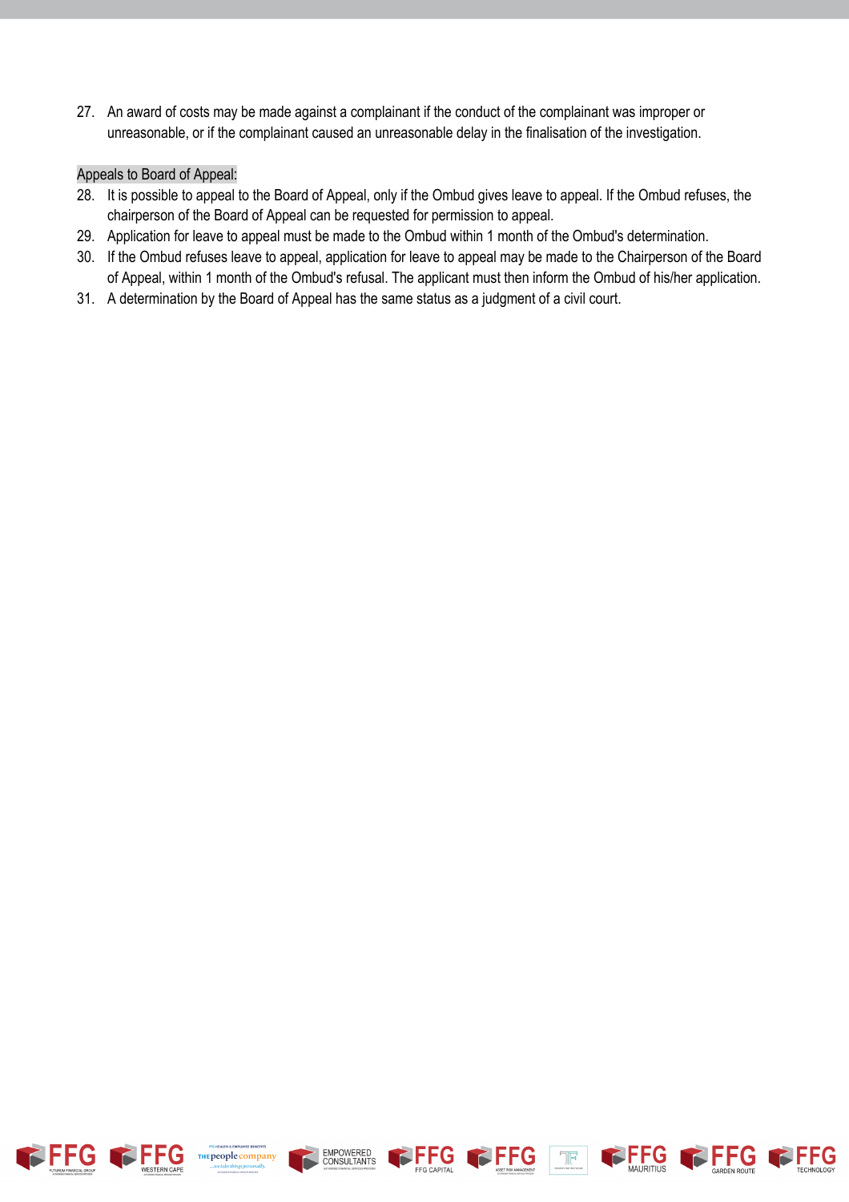27. An award of costs may be made against a complainant if the conduct of the complainant was improper or unreasonable, or if the complainant caused an unreasonable delay in the finalisation of the investigation.

Appeals to Board of Appeal:

28. It is possible to appeal to the Board of Appeal, only if the Ombud gives leave to appeal. If the Ombud refuses, the chairperson of the Board of Appeal can be requested for permission to appeal.
29. Application for leave to appeal must be made to the Ombud within 1 month of the Ombud's determination.
30. If the Ombud refuses leave to appeal, application for leave to appeal may be made to the Chairperson of the Board of Appeal, within 1 month of the Ombud's refusal. The applicant must then inform the Ombud of his/her application.
31. A determination by the Board of Appeal has the same status as a judgment of a civil court.